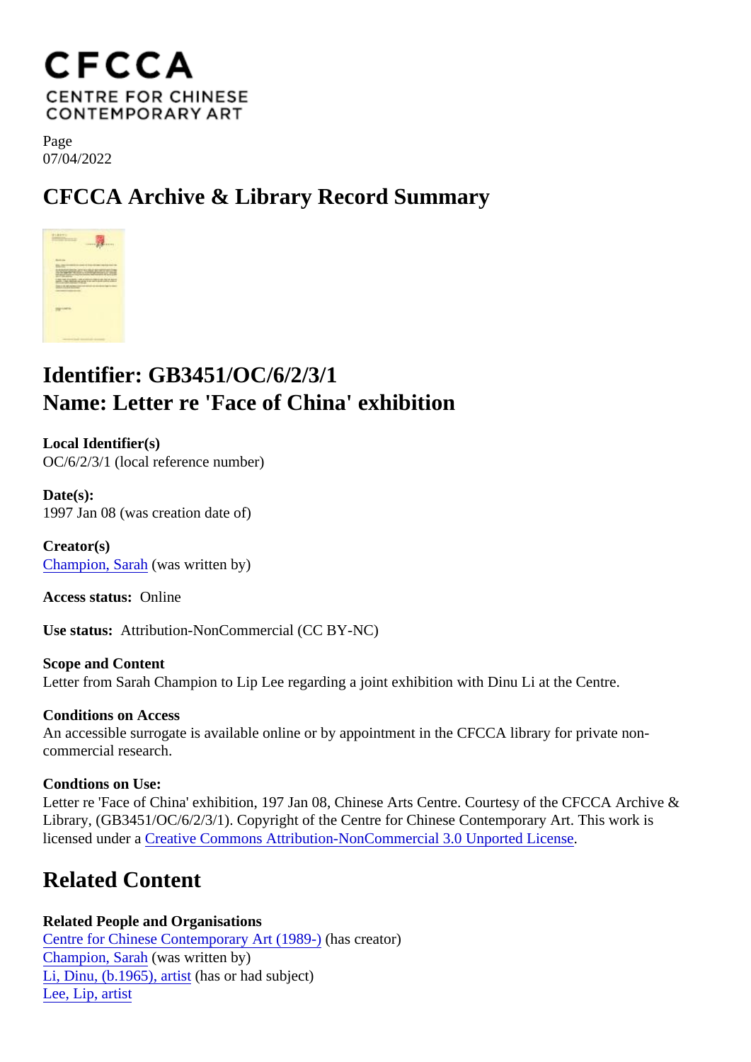CFCCA
CENTRE FOR CHINESE CONTEMPORARY ART

Page
07/04/2022

# CFCCA Archive & Library Record Summary

## Identifier: GB3451/OC/6/2/3/1
## Name: Letter re 'Face of China' exhibition

**Local Identifier(s)**
OC/6/2/3/1 (local reference number)

**Date(s):**
1997 Jan 08 (was creation date of)

**Creator(s)**
Champion, Sarah (was written by)

**Access status:** Online

**Use status:** Attribution-NonCommercial (CC BY-NC)

**Scope and Content**
Letter from Sarah Champion to Lip Lee regarding a joint exhibition with Dinu Li at the Centre.

**Conditions on Access**
An accessible surrogate is available online or by appointment in the CFCCA library for private non-commercial research.

**Condtions on Use:**
Letter re 'Face of China' exhibition, 197 Jan 08, Chinese Arts Centre. Courtesy of the CFCCA Archive & Library, (GB3451/OC/6/2/3/1). Copyright of the Centre for Chinese Contemporary Art. This work is licensed under a Creative Commons Attribution-NonCommercial 3.0 Unported License.

## Related Content

**Related People and Organisations**
Centre for Chinese Contemporary Art (1989-) (has creator)
Champion, Sarah (was written by)
Li, Dinu, (b.1965), artist (has or had subject)
Lee, Lip, artist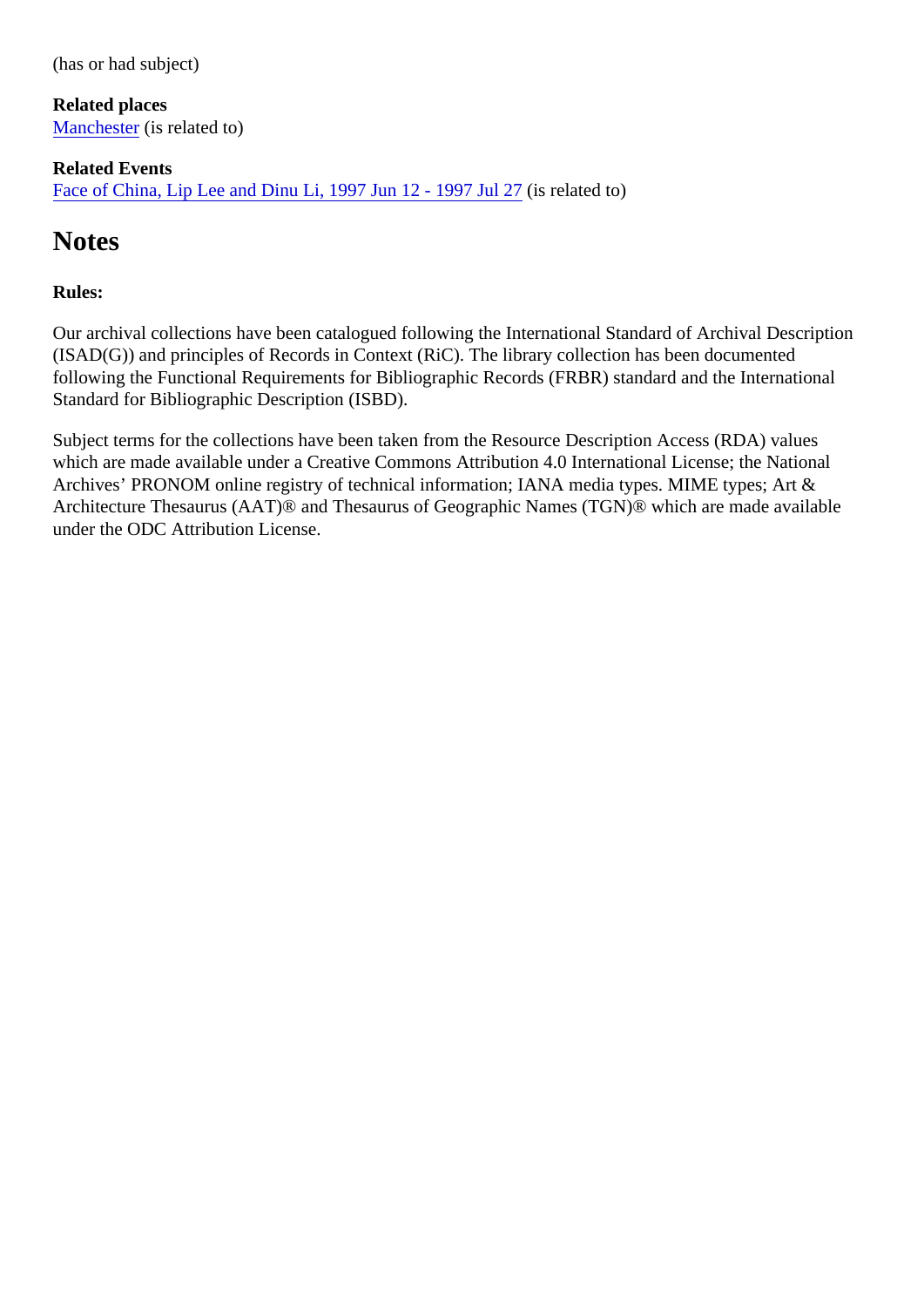(has or had subject)

**Related places**
Manchester (is related to)

**Related Events**
Face of China, Lip Lee and Dinu Li, 1997 Jun 12 - 1997 Jul 27 (is related to)

## Notes

**Rules:**

Our archival collections have been catalogued following the International Standard of Archival Description (ISAD(G)) and principles of Records in Context (RiC). The library collection has been documented following the Functional Requirements for Bibliographic Records (FRBR) standard and the International Standard for Bibliographic Description (ISBD).

Subject terms for the collections have been taken from the Resource Description Access (RDA) values which are made available under a Creative Commons Attribution 4.0 International License; the National Archives' PRONOM online registry of technical information; IANA media types. MIME types; Art & Architecture Thesaurus (AAT)® and Thesaurus of Geographic Names (TGN)® which are made available under the ODC Attribution License.